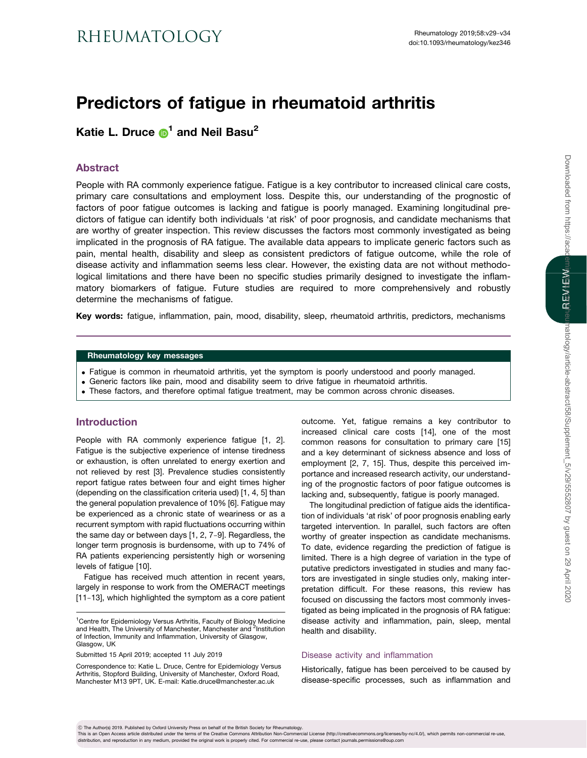# Predictors of fatigue in rheumatoid arthritis

**Katie L. Druce [1] and Neil Basu [2]**

## Abstract

People with RA commonly experience fatigue. Fatigue is a key contributor to increased clinical care costs, primary care consultations and employment loss. Despite this, our understanding of the prognostic of factors of poor fatigue outcomes is lacking and fatigue is poorly managed. Examining longitudinal predictors of fatigue can identify both individuals 'at risk' of poor prognosis, and candidate mechanisms that are worthy of greater inspection. This review discusses the factors most commonly investigated as being implicated in the prognosis of RA fatigue. The available data appears to implicate generic factors such as pain, mental health, disability and sleep as consistent predictors of fatigue outcome, while the role of disease activity and inflammation seems less clear. However, the existing data are not without methodological limitations and there have been no specific studies primarily designed to investigate the inflammatory biomarkers of fatigue. Future studies are required to more comprehensively and robustly determine the mechanisms of fatigue.

**Key words:** fatigue, inflammation, pain, mood, disability, sleep, rheumatoid arthritis, predictors, mechanisms

### Rheumatology key messages

- Fatigue is common in rheumatoid arthritis, yet the symptom is poorly understood and poorly managed.
- Generic factors like pain, mood and disability seem to drive fatigue in rheumatoid arthritis.
- These factors, and therefore optimal fatigue treatment, may be common across chronic diseases.

## Introduction

People with RA commonly experience fatigue [1, 2]. Fatigue is the subjective experience of intense tiredness or exhaustion, is often unrelated to energy exertion and not relieved by rest [3]. Prevalence studies consistently report fatigue rates between four and eight times higher (depending on the classification criteria used) [1, 4, 5] than the general population prevalence of 10% [6]. Fatigue may be experienced as a chronic state of weariness or as a recurrent symptom with rapid fluctuations occurring within the same day or between days [1, 2, 7–9]. Regardless, the longer term prognosis is burdensome, with up to 74% of RA patients experiencing persistently high or worsening levels of fatigue [10].

Fatigue has received much attention in recent years, largely in response to work from the OMERACT meetings [11–13], which highlighted the symptom as a core patient outcome. Yet, fatigue remains a key contributor to increased clinical care costs [14], one of the most common reasons for consultation to primary care [15] and a key determinant of sickness absence and loss of employment [2, 7, 15]. Thus, despite this perceived importance and increased research activity, our understanding of the prognostic factors of poor fatigue outcomes is lacking and, subsequently, fatigue is poorly managed.

The longitudinal prediction of fatigue aids the identification of individuals 'at risk' of poor prognosis enabling early targeted intervention. In parallel, such factors are often worthy of greater inspection as candidate mechanisms. To date, evidence regarding the prediction of fatigue is limited. There is a high degree of variation in the type of putative predictors investigated in studies and many factors are investigated in single studies only, making interpretation difficult. For these reasons, this review has focused on discussing the factors most commonly investigated as being implicated in the prognosis of RA fatigue: disease activity and inflammation, pain, sleep, mental health and disability.

### Disease activity and inflammation

Historically, fatigue has been perceived to be caused by disease-specific processes, such as inflammation and

[1] Centre for Epidemiology Versus Arthritis, Faculty of Biology Medicine and Health, The University of Manchester, Manchester and [2] Institution of Infection, Immunity and Inflammation, University of Glasgow, Glasgow, UK

Submitted 15 April 2019; accepted 11 July 2019

Correspondence to: Katie L. Druce, Centre for Epidemiology Versus Arthritis, Stopford Building, University of Manchester, Oxford Road, Manchester M13 9PT, UK. E-mail: Katie.druce@manchester.ac.uk

© The Author(s) 2019. Published by Oxford University Press on behalf of the British Society for Rheumatology.
This is an Open Access article distributed under the terms of the Creative Commons Attribution Non-Commercial License (http://creativecommons.org/licenses/by-nc/4.0/), which permits non-commercial re-use, distribution, and reproduction in any medium, provided the original work is properly cited. For commercial re-use, please contact journals.permissions@oup.com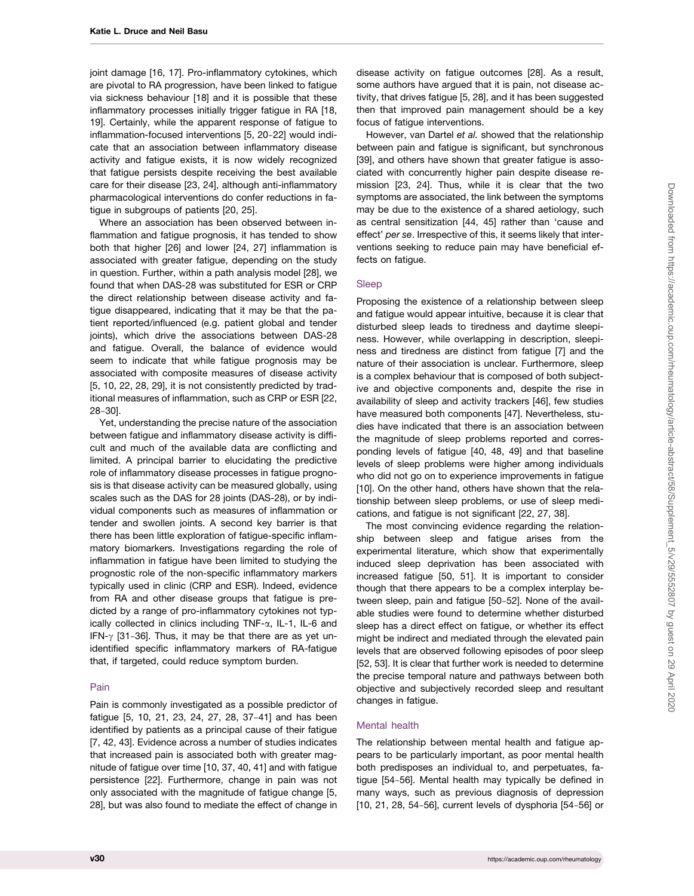joint damage [16, 17]. Pro-inflammatory cytokines, which are pivotal to RA progression, have been linked to fatigue via sickness behaviour [18] and it is possible that these inflammatory processes initially trigger fatigue in RA [18, 19]. Certainly, while the apparent response of fatigue to inflammation-focused interventions [5, 20–22] would indicate that an association between inflammatory disease activity and fatigue exists, it is now widely recognized that fatigue persists despite receiving the best available care for their disease [23, 24], although anti-inflammatory pharmacological interventions do confer reductions in fatigue in subgroups of patients [20, 25].

Where an association has been observed between inflammation and fatigue prognosis, it has tended to show both that higher [26] and lower [24, 27] inflammation is associated with greater fatigue, depending on the study in question. Further, within a path analysis model [28], we found that when DAS-28 was substituted for ESR or CRP the direct relationship between disease activity and fatigue disappeared, indicating that it may be that the patient reported/influenced (e.g. patient global and tender joints), which drive the associations between DAS-28 and fatigue. Overall, the balance of evidence would seem to indicate that while fatigue prognosis may be associated with composite measures of disease activity [5, 10, 22, 28, 29], it is not consistently predicted by traditional measures of inflammation, such as CRP or ESR [22, 28–30].

Yet, understanding the precise nature of the association between fatigue and inflammatory disease activity is difficult and much of the available data are conflicting and limited. A principal barrier to elucidating the predictive role of inflammatory disease processes in fatigue prognosis is that disease activity can be measured globally, using scales such as the DAS for 28 joints (DAS-28), or by individual components such as measures of inflammation or tender and swollen joints. A second key barrier is that there has been little exploration of fatigue-specific inflammatory biomarkers. Investigations regarding the role of inflammation in fatigue have been limited to studying the prognostic role of the non-specific inflammatory markers typically used in clinic (CRP and ESR). Indeed, evidence from RA and other disease groups that fatigue is predicted by a range of pro-inflammatory cytokines not typically collected in clinics including TNF-$\alpha$, IL-1, IL-6 and IFN-$\gamma$ [31–36]. Thus, it may be that there are as yet unidentified specific inflammatory markers of RA-fatigue that, if targeted, could reduce symptom burden.

### Pain

Pain is commonly investigated as a possible predictor of fatigue [5, 10, 21, 23, 24, 27, 28, 37–41] and has been identified by patients as a principal cause of their fatigue [7, 42, 43]. Evidence across a number of studies indicates that increased pain is associated both with greater magnitude of fatigue over time [10, 37, 40, 41] and with fatigue persistence [22]. Furthermore, change in pain was not only associated with the magnitude of fatigue change [5, 28], but was also found to mediate the effect of change in disease activity on fatigue outcomes [28]. As a result, some authors have argued that it is pain, not disease activity, that drives fatigue [5, 28], and it has been suggested then that improved pain management should be a key focus of fatigue interventions.

However, van Dartel *et al.* showed that the relationship between pain and fatigue is significant, but synchronous [39], and others have shown that greater fatigue is associated with concurrently higher pain despite disease remission [23, 24]. Thus, while it is clear that the two symptoms are associated, the link between the symptoms may be due to the existence of a shared aetiology, such as central sensitization [44, 45] rather than 'cause and effect' *per se*. Irrespective of this, it seems likely that interventions seeking to reduce pain may have beneficial effects on fatigue.

### Sleep

Proposing the existence of a relationship between sleep and fatigue would appear intuitive, because it is clear that disturbed sleep leads to tiredness and daytime sleepiness. However, while overlapping in description, sleepiness and tiredness are distinct from fatigue [7] and the nature of their association is unclear. Furthermore, sleep is a complex behaviour that is composed of both subjective and objective components and, despite the rise in availability of sleep and activity trackers [46], few studies have measured both components [47]. Nevertheless, studies have indicated that there is an association between the magnitude of sleep problems reported and corresponding levels of fatigue [40, 48, 49] and that baseline levels of sleep problems were higher among individuals who did not go on to experience improvements in fatigue [10]. On the other hand, others have shown that the relationship between sleep problems, or use of sleep medications, and fatigue is not significant [22, 27, 38].

The most convincing evidence regarding the relationship between sleep and fatigue arises from the experimental literature, which show that experimentally induced sleep deprivation has been associated with increased fatigue [50, 51]. It is important to consider though that there appears to be a complex interplay between sleep, pain and fatigue [50–52]. None of the available studies were found to determine whether disturbed sleep has a direct effect on fatigue, or whether its effect might be indirect and mediated through the elevated pain levels that are observed following episodes of poor sleep [52, 53]. It is clear that further work is needed to determine the precise temporal nature and pathways between both objective and subjectively recorded sleep and resultant changes in fatigue.

### Mental health

The relationship between mental health and fatigue appears to be particularly important, as poor mental health both predisposes an individual to, and perpetuates, fatigue [54–56]. Mental health may typically be defined in many ways, such as previous diagnosis of depression [10, 21, 28, 54–56], current levels of dysphoria [54–56] or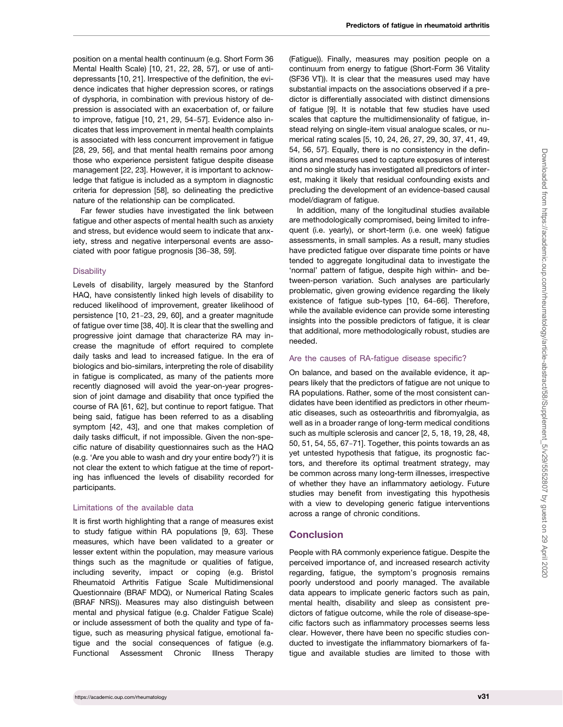position on a mental health continuum (e.g. Short Form 36 Mental Health Scale) [10, 21, 22, 28, 57], or use of antidepressants [10, 21]. Irrespective of the definition, the evidence indicates that higher depression scores, or ratings of dysphoria, in combination with previous history of depression is associated with an exacerbation of, or failure to improve, fatigue [10, 21, 29, 54–57]. Evidence also indicates that less improvement in mental health complaints is associated with less concurrent improvement in fatigue [28, 29, 56], and that mental health remains poor among those who experience persistent fatigue despite disease management [22, 23]. However, it is important to acknowledge that fatigue is included as a symptom in diagnostic criteria for depression [58], so delineating the predictive nature of the relationship can be complicated.

Far fewer studies have investigated the link between fatigue and other aspects of mental health such as anxiety and stress, but evidence would seem to indicate that anxiety, stress and negative interpersonal events are associated with poor fatigue prognosis [36–38, 59].

### Disability

Levels of disability, largely measured by the Stanford HAQ, have consistently linked high levels of disability to reduced likelihood of improvement, greater likelihood of persistence [10, 21–23, 29, 60], and a greater magnitude of fatigue over time [38, 40]. It is clear that the swelling and progressive joint damage that characterize RA may increase the magnitude of effort required to complete daily tasks and lead to increased fatigue. In the era of biologics and bio-similars, interpreting the role of disability in fatigue is complicated, as many of the patients more recently diagnosed will avoid the year-on-year progression of joint damage and disability that once typified the course of RA [61, 62], but continue to report fatigue. That being said, fatigue has been referred to as a disabling symptom [42, 43], and one that makes completion of daily tasks difficult, if not impossible. Given the non-specific nature of disability questionnaires such as the HAQ (e.g. 'Are you able to wash and dry your entire body?') it is not clear the extent to which fatigue at the time of reporting has influenced the levels of disability recorded for participants.

### Limitations of the available data

It is first worth highlighting that a range of measures exist to study fatigue within RA populations [9, 63]. These measures, which have been validated to a greater or lesser extent within the population, may measure various things such as the magnitude or qualities of fatigue, including severity, impact or coping (e.g. Bristol Rheumatoid Arthritis Fatigue Scale Multidimensional Questionnaire (BRAF MDQ), or Numerical Rating Scales (BRAF NRS)). Measures may also distinguish between mental and physical fatigue (e.g. Chalder Fatigue Scale) or include assessment of both the quality and type of fatigue, such as measuring physical fatigue, emotional fatigue and the social consequences of fatigue (e.g. Functional Assessment Chronic Illness Therapy (Fatigue)). Finally, measures may position people on a continuum from energy to fatigue (Short-Form 36 Vitality (SF36 VT)). It is clear that the measures used may have substantial impacts on the associations observed if a predictor is differentially associated with distinct dimensions of fatigue [9]. It is notable that few studies have used scales that capture the multidimensionality of fatigue, instead relying on single-item visual analogue scales, or numerical rating scales [5, 10, 24, 26, 27, 29, 30, 37, 41, 49, 54, 56, 57]. Equally, there is no consistency in the definitions and measures used to capture exposures of interest and no single study has investigated all predictors of interest, making it likely that residual confounding exists and precluding the development of an evidence-based causal model/diagram of fatigue.

In addition, many of the longitudinal studies available are methodologically compromised, being limited to infrequent (i.e. yearly), or short-term (i.e. one week) fatigue assessments, in small samples. As a result, many studies have predicted fatigue over disparate time points or have tended to aggregate longitudinal data to investigate the 'normal' pattern of fatigue, despite high within- and between-person variation. Such analyses are particularly problematic, given growing evidence regarding the likely existence of fatigue sub-types [10, 64–66]. Therefore, while the available evidence can provide some interesting insights into the possible predictors of fatigue, it is clear that additional, more methodologically robust, studies are needed.

### Are the causes of RA-fatigue disease specific?

On balance, and based on the available evidence, it appears likely that the predictors of fatigue are not unique to RA populations. Rather, some of the most consistent candidates have been identified as predictors in other rheumatic diseases, such as osteoarthritis and fibromyalgia, as well as in a broader range of long-term medical conditions such as multiple sclerosis and cancer [2, 5, 18, 19, 28, 48, 50, 51, 54, 55, 67–71]. Together, this points towards an as yet untested hypothesis that fatigue, its prognostic factors, and therefore its optimal treatment strategy, may be common across many long-term illnesses, irrespective of whether they have an inflammatory aetiology. Future studies may benefit from investigating this hypothesis with a view to developing generic fatigue interventions across a range of chronic conditions.

## Conclusion

People with RA commonly experience fatigue. Despite the perceived importance of, and increased research activity regarding, fatigue, the symptom's prognosis remains poorly understood and poorly managed. The available data appears to implicate generic factors such as pain, mental health, disability and sleep as consistent predictors of fatigue outcome, while the role of disease-specific factors such as inflammatory processes seems less clear. However, there have been no specific studies conducted to investigate the inflammatory biomarkers of fatigue and available studies are limited to those with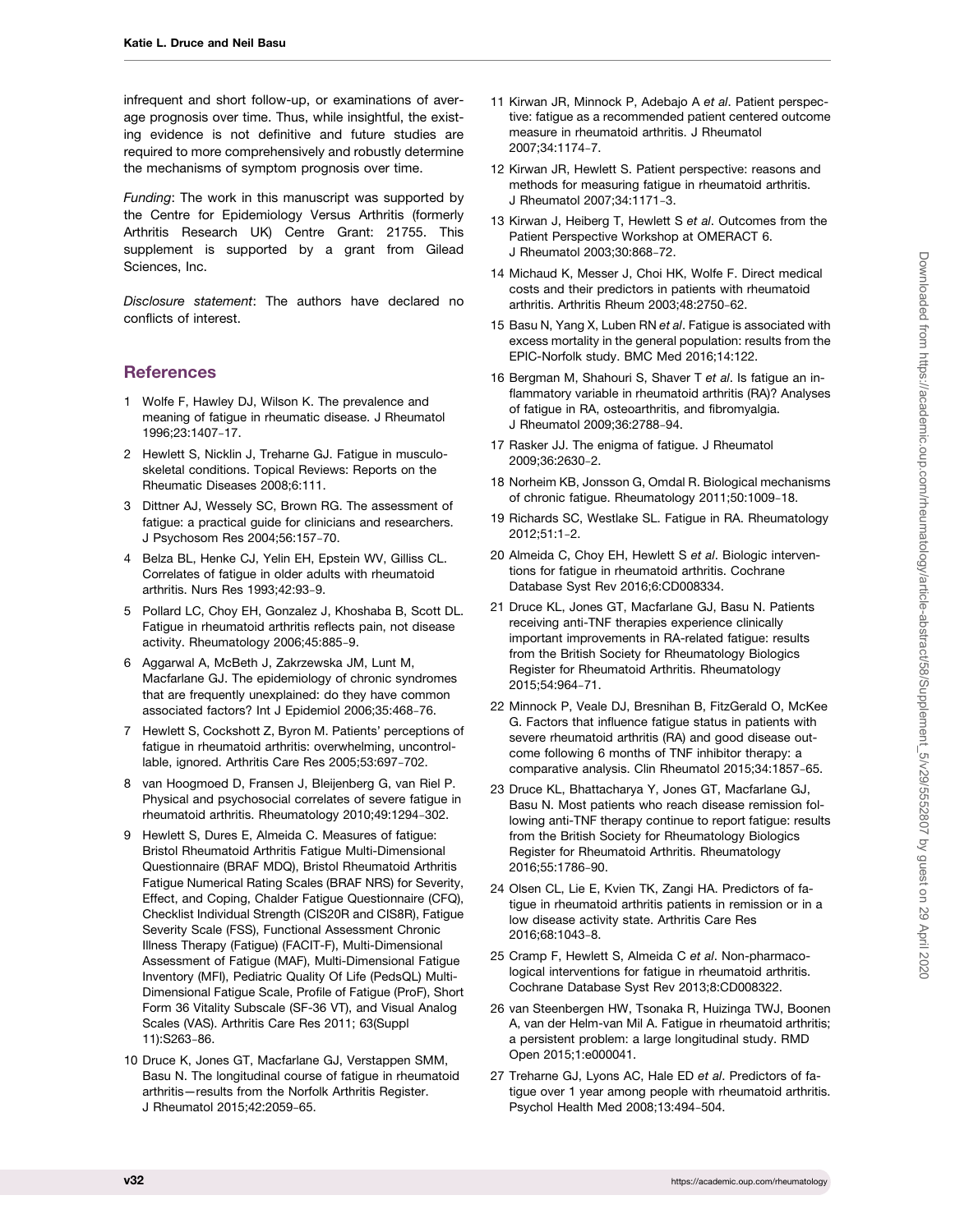infrequent and short follow-up, or examinations of average prognosis over time. Thus, while insightful, the existing evidence is not definitive and future studies are required to more comprehensively and robustly determine the mechanisms of symptom prognosis over time.

*Funding*: The work in this manuscript was supported by the Centre for Epidemiology Versus Arthritis (formerly Arthritis Research UK) Centre Grant: 21755. This supplement is supported by a grant from Gilead Sciences, Inc.

*Disclosure statement*: The authors have declared no conflicts of interest.

## References

1. Wolfe F, Hawley DJ, Wilson K. The prevalence and meaning of fatigue in rheumatic disease. J Rheumatol 1996;23:1407–17.
2. Hewlett S, Nicklin J, Treharne GJ. Fatigue in musculoskeletal conditions. Topical Reviews: Reports on the Rheumatic Diseases 2008;6:111.
3. Dittner AJ, Wessely SC, Brown RG. The assessment of fatigue: a practical guide for clinicians and researchers. J Psychosom Res 2004;56:157–70.
4. Belza BL, Henke CJ, Yelin EH, Epstein WV, Gilliss CL. Correlates of fatigue in older adults with rheumatoid arthritis. Nurs Res 1993;42:93–9.
5. Pollard LC, Choy EH, Gonzalez J, Khoshaba B, Scott DL. Fatigue in rheumatoid arthritis reflects pain, not disease activity. Rheumatology 2006;45:885–9.
6. Aggarwal A, McBeth J, Zakrzewska JM, Lunt M, Macfarlane GJ. The epidemiology of chronic syndromes that are frequently unexplained: do they have common associated factors? Int J Epidemiol 2006;35:468–76.
7. Hewlett S, Cockshott Z, Byron M. Patients' perceptions of fatigue in rheumatoid arthritis: overwhelming, uncontrollable, ignored. Arthritis Care Res 2005;53:697–702.
8. van Hoogmoed D, Fransen J, Bleijenberg G, van Riel P. Physical and psychosocial correlates of severe fatigue in rheumatoid arthritis. Rheumatology 2010;49:1294–302.
9. Hewlett S, Dures E, Almeida C. Measures of fatigue: Bristol Rheumatoid Arthritis Fatigue Multi-Dimensional Questionnaire (BRAF MDQ), Bristol Rheumatoid Arthritis Fatigue Numerical Rating Scales (BRAF NRS) for Severity, Effect, and Coping, Chalder Fatigue Questionnaire (CFQ), Checklist Individual Strength (CIS20R and CIS8R), Fatigue Severity Scale (FSS), Functional Assessment Chronic Illness Therapy (Fatigue) (FACIT-F), Multi-Dimensional Assessment of Fatigue (MAF), Multi-Dimensional Fatigue Inventory (MFI), Pediatric Quality Of Life (PedsQL) Multi-Dimensional Fatigue Scale, Profile of Fatigue (ProF), Short Form 36 Vitality Subscale (SF-36 VT), and Visual Analog Scales (VAS). Arthritis Care Res 2011; 63(Suppl 11):S263–86.
10. Druce K, Jones GT, Macfarlane GJ, Verstappen SMM, Basu N. The longitudinal course of fatigue in rheumatoid arthritis—results from the Norfolk Arthritis Register. J Rheumatol 2015;42:2059–65.
11. Kirwan JR, Minnock P, Adebajo A *et al*. Patient perspective: fatigue as a recommended patient centered outcome measure in rheumatoid arthritis. J Rheumatol 2007;34:1174–7.
12. Kirwan JR, Hewlett S. Patient perspective: reasons and methods for measuring fatigue in rheumatoid arthritis. J Rheumatol 2007;34:1171–3.
13. Kirwan J, Heiberg T, Hewlett S *et al*. Outcomes from the Patient Perspective Workshop at OMERACT 6. J Rheumatol 2003;30:868–72.
14. Michaud K, Messer J, Choi HK, Wolfe F. Direct medical costs and their predictors in patients with rheumatoid arthritis. Arthritis Rheum 2003;48:2750–62.
15. Basu N, Yang X, Luben RN *et al*. Fatigue is associated with excess mortality in the general population: results from the EPIC-Norfolk study. BMC Med 2016;14:122.
16. Bergman M, Shahouri S, Shaver T *et al*. Is fatigue an inflammatory variable in rheumatoid arthritis (RA)? Analyses of fatigue in RA, osteoarthritis, and fibromyalgia. J Rheumatol 2009;36:2788–94.
17. Rasker JJ. The enigma of fatigue. J Rheumatol 2009;36:2630–2.
18. Norheim KB, Jonsson G, Omdal R. Biological mechanisms of chronic fatigue. Rheumatology 2011;50:1009–18.
19. Richards SC, Westlake SL. Fatigue in RA. Rheumatology 2012;51:1–2.
20. Almeida C, Choy EH, Hewlett S *et al*. Biologic interventions for fatigue in rheumatoid arthritis. Cochrane Database Syst Rev 2016;6:CD008334.
21. Druce KL, Jones GT, Macfarlane GJ, Basu N. Patients receiving anti-TNF therapies experience clinically important improvements in RA-related fatigue: results from the British Society for Rheumatology Biologics Register for Rheumatoid Arthritis. Rheumatology 2015;54:964–71.
22. Minnock P, Veale DJ, Bresnihan B, FitzGerald O, McKee G. Factors that influence fatigue status in patients with severe rheumatoid arthritis (RA) and good disease outcome following 6 months of TNF inhibitor therapy: a comparative analysis. Clin Rheumatol 2015;34:1857–65.
23. Druce KL, Bhattacharya Y, Jones GT, Macfarlane GJ, Basu N. Most patients who reach disease remission following anti-TNF therapy continue to report fatigue: results from the British Society for Rheumatology Biologics Register for Rheumatoid Arthritis. Rheumatology 2016;55:1786–90.
24. Olsen CL, Lie E, Kvien TK, Zangi HA. Predictors of fatigue in rheumatoid arthritis patients in remission or in a low disease activity state. Arthritis Care Res 2016;68:1043–8.
25. Cramp F, Hewlett S, Almeida C *et al*. Non-pharmacological interventions for fatigue in rheumatoid arthritis. Cochrane Database Syst Rev 2013;8:CD008322.
26. van Steenbergen HW, Tsonaka R, Huizinga TWJ, Boonen A, van der Helm-van Mil A. Fatigue in rheumatoid arthritis; a persistent problem: a large longitudinal study. RMD Open 2015;1:e000041.
27. Treharne GJ, Lyons AC, Hale ED *et al*. Predictors of fatigue over 1 year among people with rheumatoid arthritis. Psychol Health Med 2008;13:494–504.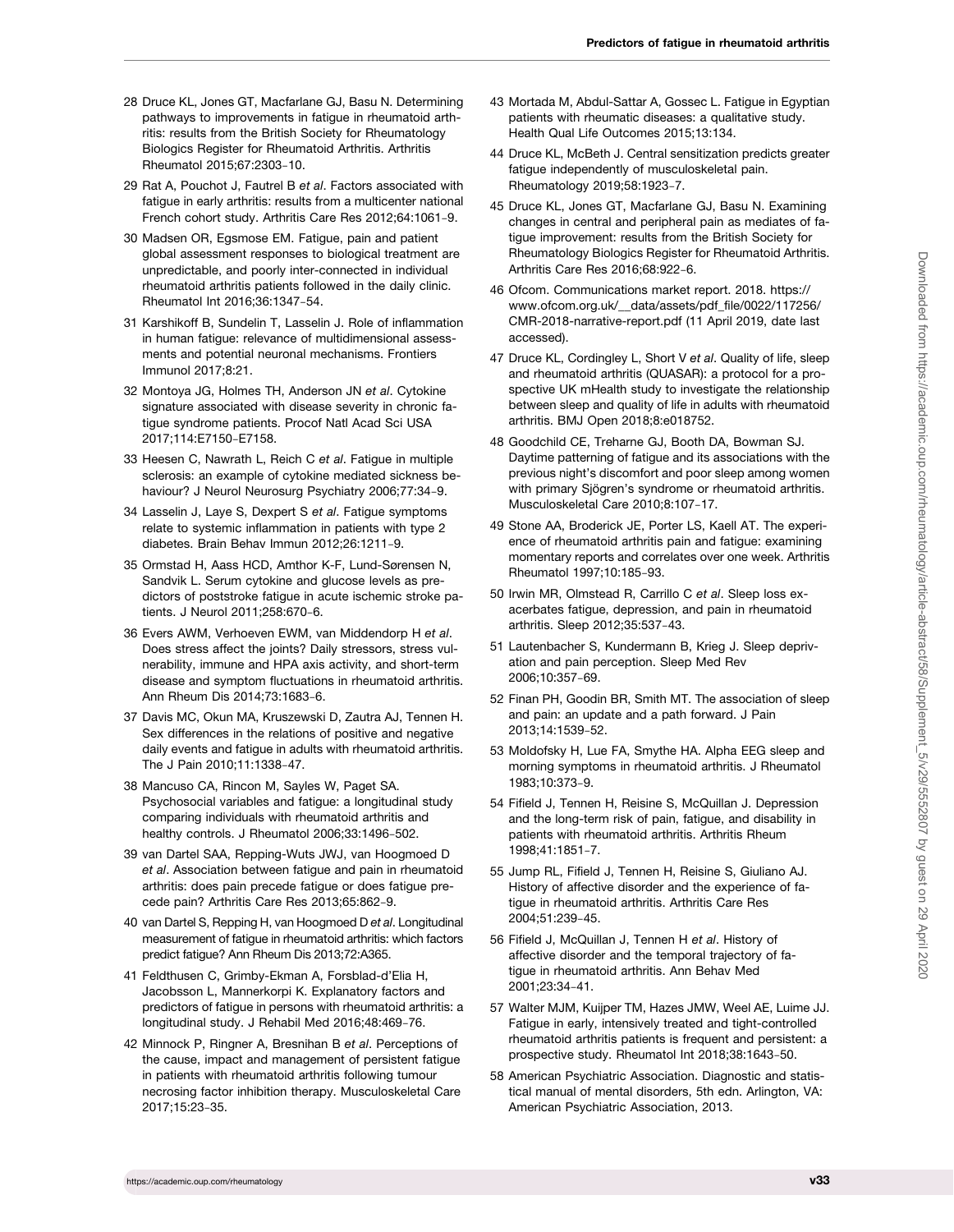28 Druce KL, Jones GT, Macfarlane GJ, Basu N. Determining pathways to improvements in fatigue in rheumatoid arthritis: results from the British Society for Rheumatology Biologics Register for Rheumatoid Arthritis. Arthritis Rheumatol 2015;67:2303–10.

29 Rat A, Pouchot J, Fautrel B *et al*. Factors associated with fatigue in early arthritis: results from a multicenter national French cohort study. Arthritis Care Res 2012;64:1061–9.

30 Madsen OR, Egsmose EM. Fatigue, pain and patient global assessment responses to biological treatment are unpredictable, and poorly inter-connected in individual rheumatoid arthritis patients followed in the daily clinic. Rheumatol Int 2016;36:1347–54.

31 Karshikoff B, Sundelin T, Lasselin J. Role of inflammation in human fatigue: relevance of multidimensional assessments and potential neuronal mechanisms. Frontiers Immunol 2017;8:21.

32 Montoya JG, Holmes TH, Anderson JN *et al*. Cytokine signature associated with disease severity in chronic fatigue syndrome patients. Procof Natl Acad Sci USA 2017;114:E7150–E7158.

33 Heesen C, Nawrath L, Reich C *et al*. Fatigue in multiple sclerosis: an example of cytokine mediated sickness behaviour? J Neurol Neurosurg Psychiatry 2006;77:34–9.

34 Lasselin J, Laye S, Dexpert S *et al*. Fatigue symptoms relate to systemic inflammation in patients with type 2 diabetes. Brain Behav Immun 2012;26:1211–9.

35 Ormstad H, Aass HCD, Amthor K-F, Lund-Sørensen N, Sandvik L. Serum cytokine and glucose levels as predictors of poststroke fatigue in acute ischemic stroke patients. J Neurol 2011;258:670–6.

36 Evers AWM, Verhoeven EWM, van Middendorp H *et al*. Does stress affect the joints? Daily stressors, stress vulnerability, immune and HPA axis activity, and short-term disease and symptom fluctuations in rheumatoid arthritis. Ann Rheum Dis 2014;73:1683–6.

37 Davis MC, Okun MA, Kruszewski D, Zautra AJ, Tennen H. Sex differences in the relations of positive and negative daily events and fatigue in adults with rheumatoid arthritis. The J Pain 2010;11:1338–47.

38 Mancuso CA, Rincon M, Sayles W, Paget SA. Psychosocial variables and fatigue: a longitudinal study comparing individuals with rheumatoid arthritis and healthy controls. J Rheumatol 2006;33:1496–502.

39 van Dartel SAA, Repping-Wuts JWJ, van Hoogmoed D *et al*. Association between fatigue and pain in rheumatoid arthritis: does pain precede fatigue or does fatigue precede pain? Arthritis Care Res 2013;65:862–9.

40 van Dartel S, Repping H, van Hoogmoed D *et al*. Longitudinal measurement of fatigue in rheumatoid arthritis: which factors predict fatigue? Ann Rheum Dis 2013;72:A365.

41 Feldthusen C, Grimby-Ekman A, Forsblad-d'Elia H, Jacobsson L, Mannerkorpi K. Explanatory factors and predictors of fatigue in persons with rheumatoid arthritis: a longitudinal study. J Rehabil Med 2016;48:469–76.

42 Minnock P, Ringner A, Bresnihan B *et al*. Perceptions of the cause, impact and management of persistent fatigue in patients with rheumatoid arthritis following tumour necrosing factor inhibition therapy. Musculoskeletal Care 2017;15:23–35.

43 Mortada M, Abdul-Sattar A, Gossec L. Fatigue in Egyptian patients with rheumatic diseases: a qualitative study. Health Qual Life Outcomes 2015;13:134.

44 Druce KL, McBeth J. Central sensitization predicts greater fatigue independently of musculoskeletal pain. Rheumatology 2019;58:1923–7.

45 Druce KL, Jones GT, Macfarlane GJ, Basu N. Examining changes in central and peripheral pain as mediates of fatigue improvement: results from the British Society for Rheumatology Biologics Register for Rheumatoid Arthritis. Arthritis Care Res 2016;68:922–6.

46 Ofcom. Communications market report. 2018. https://www.ofcom.org.uk/__data/assets/pdf_file/0022/117256/CMR-2018-narrative-report.pdf (11 April 2019, date last accessed).

47 Druce KL, Cordingley L, Short V *et al*. Quality of life, sleep and rheumatoid arthritis (QUASAR): a protocol for a prospective UK mHealth study to investigate the relationship between sleep and quality of life in adults with rheumatoid arthritis. BMJ Open 2018;8:e018752.

48 Goodchild CE, Treharne GJ, Booth DA, Bowman SJ. Daytime patterning of fatigue and its associations with the previous night's discomfort and poor sleep among women with primary Sjögren's syndrome or rheumatoid arthritis. Musculoskeletal Care 2010;8:107–17.

49 Stone AA, Broderick JE, Porter LS, Kaell AT. The experience of rheumatoid arthritis pain and fatigue: examining momentary reports and correlates over one week. Arthritis Rheumatol 1997;10:185–93.

50 Irwin MR, Olmstead R, Carrillo C *et al*. Sleep loss exacerbates fatigue, depression, and pain in rheumatoid arthritis. Sleep 2012;35:537–43.

51 Lautenbacher S, Kundermann B, Krieg J. Sleep deprivation and pain perception. Sleep Med Rev 2006;10:357–69.

52 Finan PH, Goodin BR, Smith MT. The association of sleep and pain: an update and a path forward. J Pain 2013;14:1539–52.

53 Moldofsky H, Lue FA, Smythe HA. Alpha EEG sleep and morning symptoms in rheumatoid arthritis. J Rheumatol 1983;10:373–9.

54 Fifield J, Tennen H, Reisine S, McQuillan J. Depression and the long-term risk of pain, fatigue, and disability in patients with rheumatoid arthritis. Arthritis Rheum 1998;41:1851–7.

55 Jump RL, Fifield J, Tennen H, Reisine S, Giuliano AJ. History of affective disorder and the experience of fatigue in rheumatoid arthritis. Arthritis Care Res 2004;51:239–45.

56 Fifield J, McQuillan J, Tennen H *et al*. History of affective disorder and the temporal trajectory of fatigue in rheumatoid arthritis. Ann Behav Med 2001;23:34–41.

57 Walter MJM, Kuijper TM, Hazes JMW, Weel AE, Luime JJ. Fatigue in early, intensively treated and tight-controlled rheumatoid arthritis patients is frequent and persistent: a prospective study. Rheumatol Int 2018;38:1643–50.

58 American Psychiatric Association. Diagnostic and statistical manual of mental disorders, 5th edn. Arlington, VA: American Psychiatric Association, 2013.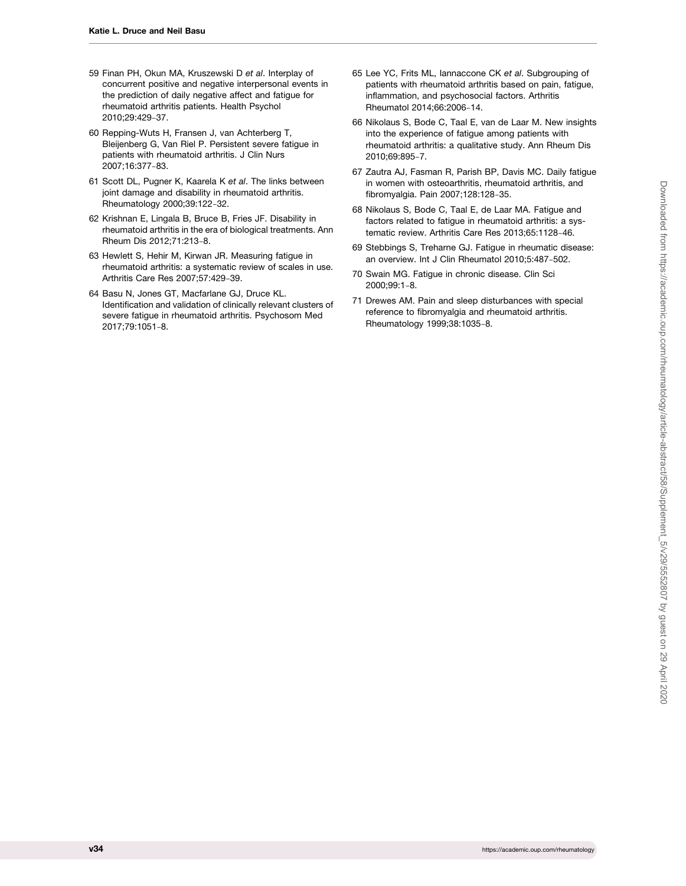59 Finan PH, Okun MA, Kruszewski D *et al*. Interplay of concurrent positive and negative interpersonal events in the prediction of daily negative affect and fatigue for rheumatoid arthritis patients. Health Psychol 2010;29:429–37.

60 Repping-Wuts H, Fransen J, van Achterberg T, Bleijenberg G, Van Riel P. Persistent severe fatigue in patients with rheumatoid arthritis. J Clin Nurs 2007;16:377–83.

61 Scott DL, Pugner K, Kaarela K *et al*. The links between joint damage and disability in rheumatoid arthritis. Rheumatology 2000;39:122–32.

62 Krishnan E, Lingala B, Bruce B, Fries JF. Disability in rheumatoid arthritis in the era of biological treatments. Ann Rheum Dis 2012;71:213–8.

63 Hewlett S, Hehir M, Kirwan JR. Measuring fatigue in rheumatoid arthritis: a systematic review of scales in use. Arthritis Care Res 2007;57:429–39.

64 Basu N, Jones GT, Macfarlane GJ, Druce KL. Identification and validation of clinically relevant clusters of severe fatigue in rheumatoid arthritis. Psychosom Med 2017;79:1051–8.

65 Lee YC, Frits ML, Iannaccone CK *et al*. Subgrouping of patients with rheumatoid arthritis based on pain, fatigue, inflammation, and psychosocial factors. Arthritis Rheumatol 2014;66:2006–14.

66 Nikolaus S, Bode C, Taal E, van de Laar M. New insights into the experience of fatigue among patients with rheumatoid arthritis: a qualitative study. Ann Rheum Dis 2010;69:895–7.

67 Zautra AJ, Fasman R, Parish BP, Davis MC. Daily fatigue in women with osteoarthritis, rheumatoid arthritis, and fibromyalgia. Pain 2007;128:128–35.

68 Nikolaus S, Bode C, Taal E, de Laar MA. Fatigue and factors related to fatigue in rheumatoid arthritis: a systematic review. Arthritis Care Res 2013;65:1128–46.

69 Stebbings S, Treharne GJ. Fatigue in rheumatic disease: an overview. Int J Clin Rheumatol 2010;5:487–502.

70 Swain MG. Fatigue in chronic disease. Clin Sci 2000;99:1–8.

71 Drewes AM. Pain and sleep disturbances with special reference to fibromyalgia and rheumatoid arthritis. Rheumatology 1999;38:1035–8.